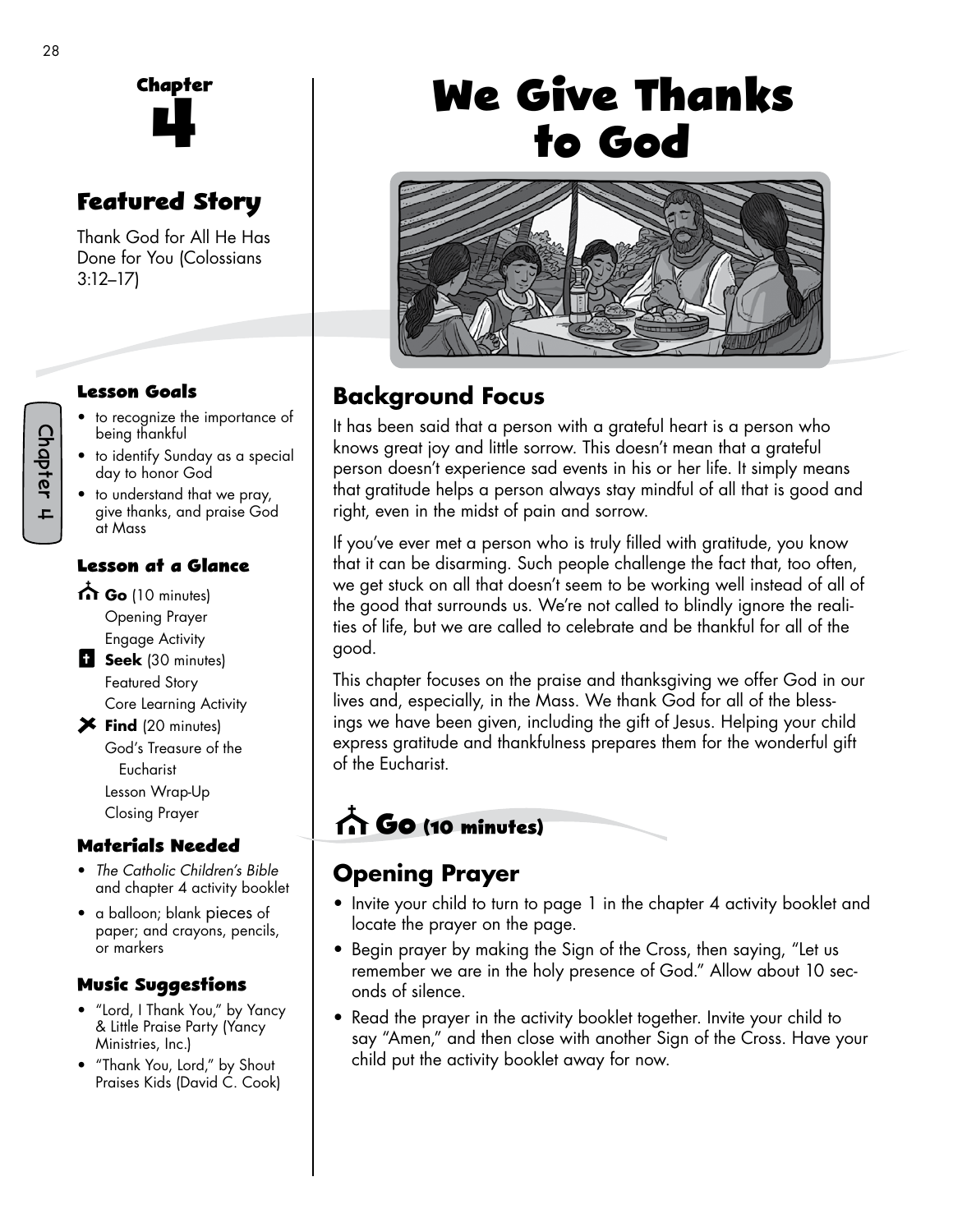Chapter

# 4

## Featured Story

Thank God for All He Has Done for You (Colossians 3:12–17)

### Lesson Goals

- to recognize the importance of being thankful
- to identify Sunday as a special day to honor God
- to understand that we pray, give thanks, and praise God at Mass

### Lesson at a Glance

**Go** (10 minutes)
  Opening Prayer
  Engage Activity

**Seek** (30 minutes)
  Featured Story
  Core Learning Activity

**Find** (20 minutes)
  God's Treasure of the Eucharist
  Lesson Wrap-Up
  Closing Prayer

### Materials Needed

- *The Catholic Children's Bible* and chapter 4 activity booklet
- a balloon; blank pieces of paper; and crayons, pencils, or markers

### Music Suggestions

- "Lord, I Thank You," by Yancy & Little Praise Party (Yancy Ministries, Inc.)
- "Thank You, Lord," by Shout Praises Kids (David C. Cook)

# We Give Thanks to God

## Background Focus

It has been said that a person with a grateful heart is a person who knows great joy and little sorrow. This doesn't mean that a grateful person doesn't experience sad events in his or her life. It simply means that gratitude helps a person always stay mindful of all that is good and right, even in the midst of pain and sorrow.

If you've ever met a person who is truly filled with gratitude, you know that it can be disarming. Such people challenge the fact that, too often, we get stuck on all that doesn't seem to be working well instead of all of the good that surrounds us. We're not called to blindly ignore the realities of life, but we are called to celebrate and be thankful for all of the good.

This chapter focuses on the praise and thanksgiving we offer God in our lives and, especially, in the Mass. We thank God for all of the blessings we have been given, including the gift of Jesus. Helping your child express gratitude and thankfulness prepares them for the wonderful gift of the Eucharist.

## Go (10 minutes)

## Opening Prayer

- Invite your child to turn to page 1 in the chapter 4 activity booklet and locate the prayer on the page.
- Begin prayer by making the Sign of the Cross, then saying, "Let us remember we are in the holy presence of God." Allow about 10 seconds of silence.
- Read the prayer in the activity booklet together. Invite your child to say "Amen," and then close with another Sign of the Cross. Have your child put the activity booklet away for now.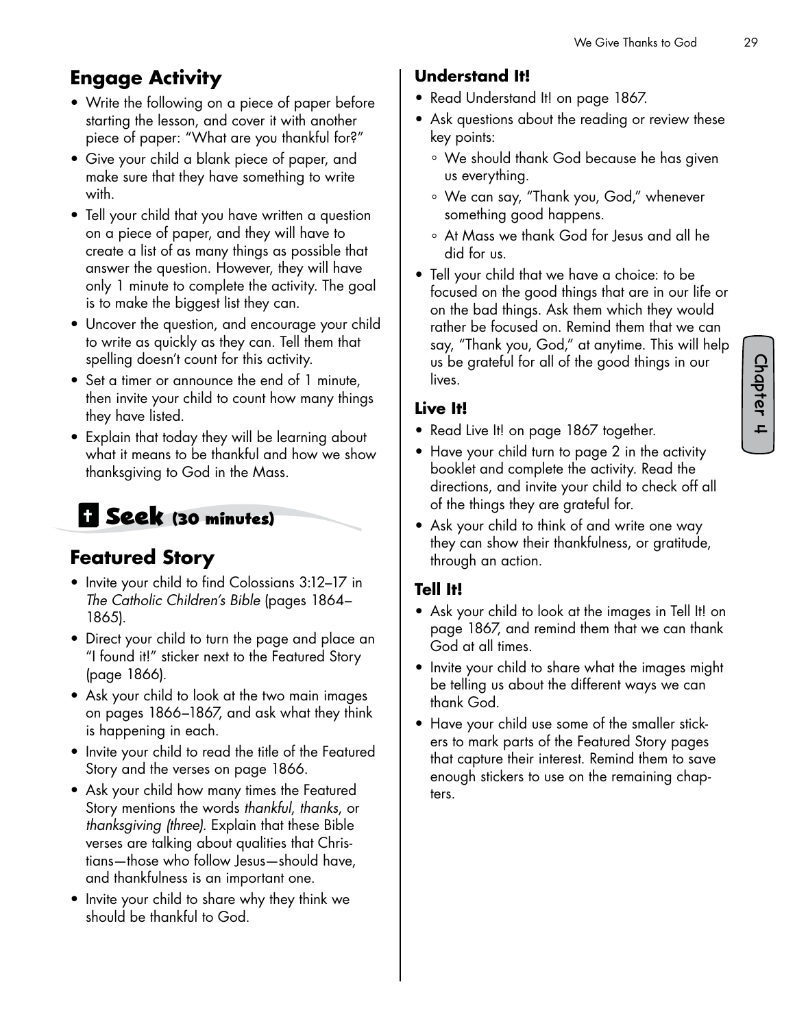## Engage Activity

- Write the following on a piece of paper before starting the lesson, and cover it with another piece of paper: "What are you thankful for?"
- Give your child a blank piece of paper, and make sure that they have something to write with.
- Tell your child that you have written a question on a piece of paper, and they will have to create a list of as many things as possible that answer the question. However, they will have only 1 minute to complete the activity. The goal is to make the biggest list they can.
- Uncover the question, and encourage your child to write as quickly as they can. Tell them that spelling doesn't count for this activity.
- Set a timer or announce the end of 1 minute, then invite your child to count how many things they have listed.
- Explain that today they will be learning about what it means to be thankful and how we show thanksgiving to God in the Mass.

# Seek (30 minutes)

## Featured Story

- Invite your child to find Colossians 3:12–17 in *The Catholic Children's Bible* (pages 1864–1865).
- Direct your child to turn the page and place an "I found it!" sticker next to the Featured Story (page 1866).
- Ask your child to look at the two main images on pages 1866–1867, and ask what they think is happening in each.
- Invite your child to read the title of the Featured Story and the verses on page 1866.
- Ask your child how many times the Featured Story mentions the words *thankful*, *thanks*, or *thanksgiving (three)*. Explain that these Bible verses are talking about qualities that Christians—those who follow Jesus—should have, and thankfulness is an important one.
- Invite your child to share why they think we should be thankful to God.

### Understand It!

- Read Understand It! on page 1867.
- Ask questions about the reading or review these key points:
  - We should thank God because he has given us everything.
  - We can say, "Thank you, God," whenever something good happens.
  - At Mass we thank God for Jesus and all he did for us.
- Tell your child that we have a choice: to be focused on the good things that are in our life or on the bad things. Ask them which they would rather be focused on. Remind them that we can say, "Thank you, God," at anytime. This will help us be grateful for all of the good things in our lives.

### Live It!

- Read Live It! on page 1867 together.
- Have your child turn to page 2 in the activity booklet and complete the activity. Read the directions, and invite your child to check off all of the things they are grateful for.
- Ask your child to think of and write one way they can show their thankfulness, or gratitude, through an action.

### Tell It!

- Ask your child to look at the images in Tell It! on page 1867, and remind them that we can thank God at all times.
- Invite your child to share what the images might be telling us about the different ways we can thank God.
- Have your child use some of the smaller stickers to mark parts of the Featured Story pages that capture their interest. Remind them to save enough stickers to use on the remaining chapters.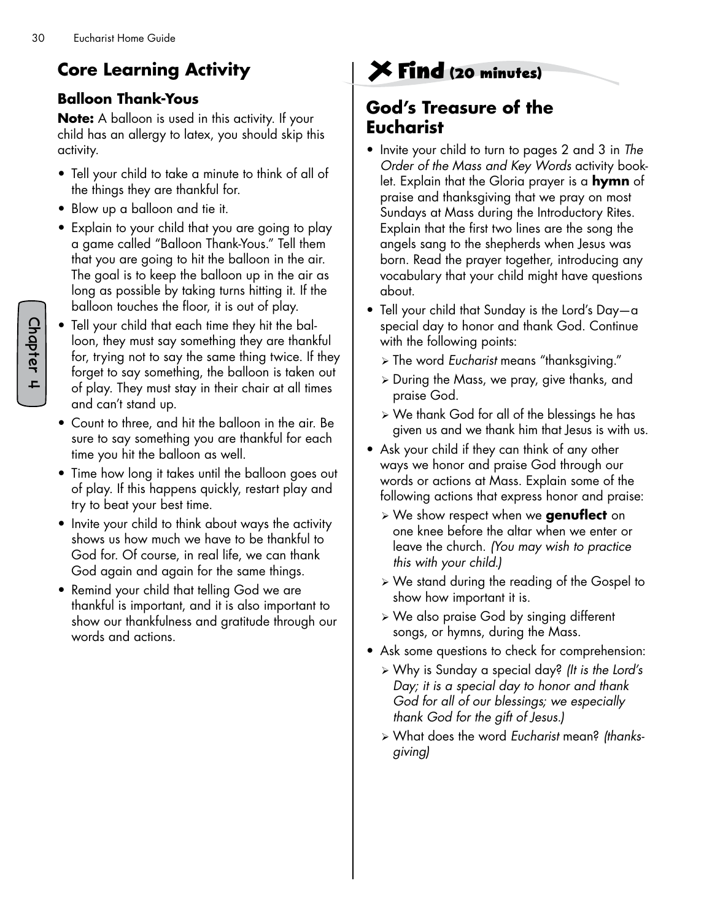## Core Learning Activity

### Balloon Thank-Yous

**Note:** A balloon is used in this activity. If your child has an allergy to latex, you should skip this activity.

- Tell your child to take a minute to think of all of the things they are thankful for.
- Blow up a balloon and tie it.
- Explain to your child that you are going to play a game called "Balloon Thank-Yous." Tell them that you are going to hit the balloon in the air. The goal is to keep the balloon up in the air as long as possible by taking turns hitting it. If the balloon touches the floor, it is out of play.
- Tell your child that each time they hit the balloon, they must say something they are thankful for, trying not to say the same thing twice. If they forget to say something, the balloon is taken out of play. They must stay in their chair at all times and can't stand up.
- Count to three, and hit the balloon in the air. Be sure to say something you are thankful for each time you hit the balloon as well.
- Time how long it takes until the balloon goes out of play. If this happens quickly, restart play and try to beat your best time.
- Invite your child to think about ways the activity shows us how much we have to be thankful to God for. Of course, in real life, we can thank God again and again for the same things.
- Remind your child that telling God we are thankful is important, and it is also important to show our thankfulness and gratitude through our words and actions.

## Find (20 minutes)

## God's Treasure of the Eucharist

- Invite your child to turn to pages 2 and 3 in *The Order of the Mass and Key Words* activity booklet. Explain that the Gloria prayer is a **hymn** of praise and thanksgiving that we pray on most Sundays at Mass during the Introductory Rites. Explain that the first two lines are the song the angels sang to the shepherds when Jesus was born. Read the prayer together, introducing any vocabulary that your child might have questions about.
- Tell your child that Sunday is the Lord's Day—a special day to honor and thank God. Continue with the following points:
  - The word *Eucharist* means "thanksgiving."
  - During the Mass, we pray, give thanks, and praise God.
  - We thank God for all of the blessings he has given us and we thank him that Jesus is with us.
- Ask your child if they can think of any other ways we honor and praise God through our words or actions at Mass. Explain some of the following actions that express honor and praise:
  - We show respect when we **genuflect** on one knee before the altar when we enter or leave the church. *(You may wish to practice this with your child.)*
  - We stand during the reading of the Gospel to show how important it is.
  - We also praise God by singing different songs, or hymns, during the Mass.
- Ask some questions to check for comprehension:
  - Why is Sunday a special day? *(It is the Lord's Day; it is a special day to honor and thank God for all of our blessings; we especially thank God for the gift of Jesus.)*
  - What does the word *Eucharist* mean? *(thanksgiving)*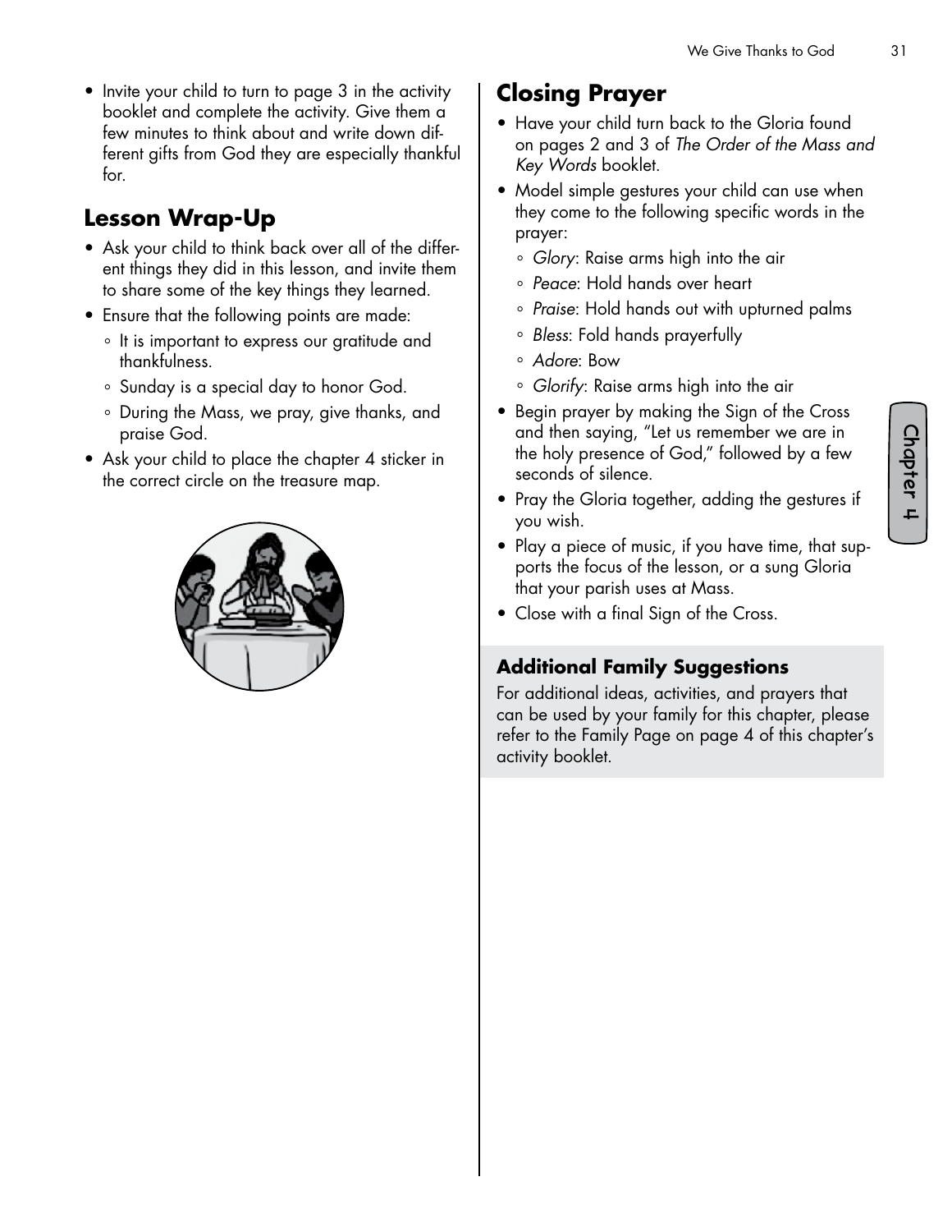- Invite your child to turn to page 3 in the activity booklet and complete the activity. Give them a few minutes to think about and write down different gifts from God they are especially thankful for.

## Lesson Wrap-Up

- Ask your child to think back over all of the different things they did in this lesson, and invite them to share some of the key things they learned.
- Ensure that the following points are made:
  - It is important to express our gratitude and thankfulness.
  - Sunday is a special day to honor God.
  - During the Mass, we pray, give thanks, and praise God.
- Ask your child to place the chapter 4 sticker in the correct circle on the treasure map.

## Closing Prayer

- Have your child turn back to the Gloria found on pages 2 and 3 of *The Order of the Mass and Key Words* booklet.
- Model simple gestures your child can use when they come to the following specific words in the prayer:
  - *Glory*: Raise arms high into the air
  - *Peace*: Hold hands over heart
  - *Praise*: Hold hands out with upturned palms
  - *Bless*: Fold hands prayerfully
  - *Adore*: Bow
  - *Glorify*: Raise arms high into the air
- Begin prayer by making the Sign of the Cross and then saying, "Let us remember we are in the holy presence of God," followed by a few seconds of silence.
- Pray the Gloria together, adding the gestures if you wish.
- Play a piece of music, if you have time, that supports the focus of the lesson, or a sung Gloria that your parish uses at Mass.
- Close with a final Sign of the Cross.

### Additional Family Suggestions

For additional ideas, activities, and prayers that can be used by your family for this chapter, please refer to the Family Page on page 4 of this chapter's activity booklet.